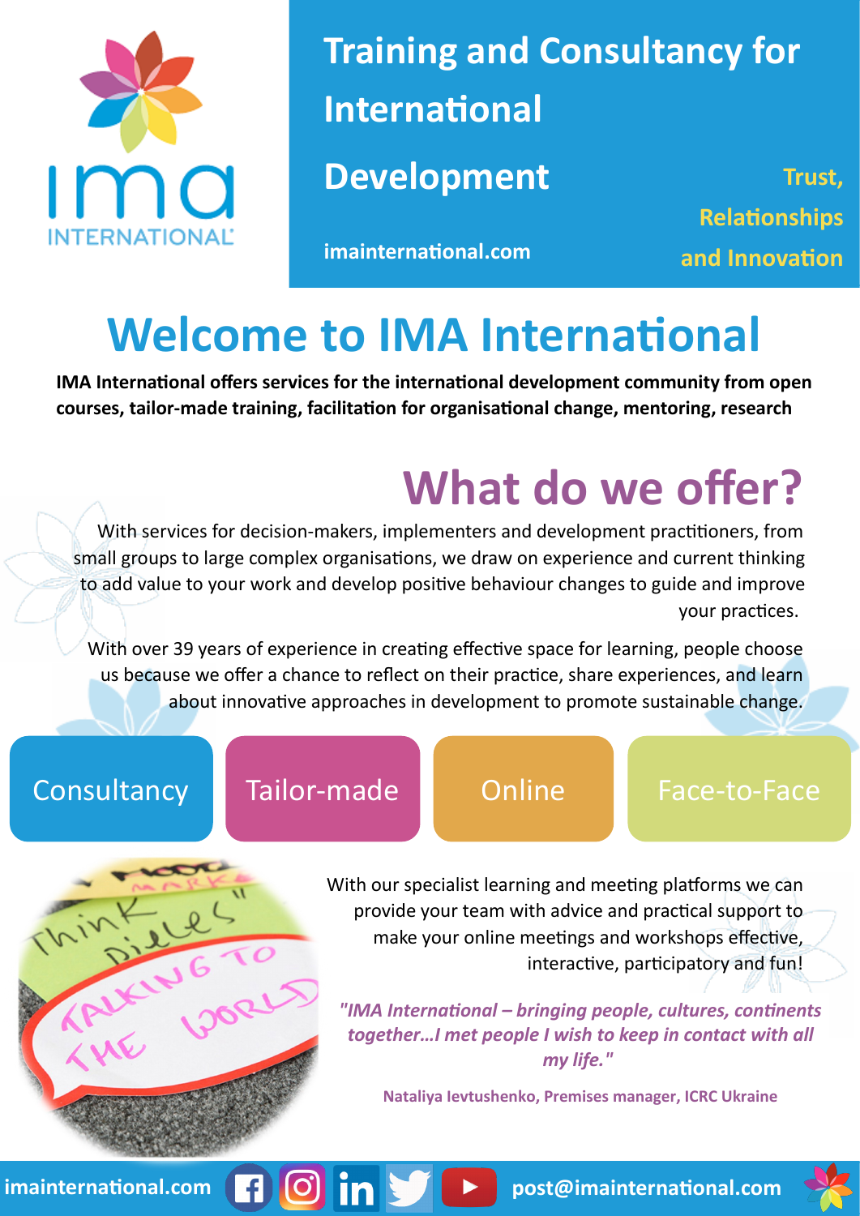IMA INTERNATIONAL

# Training and Consultancy for International Development

imainternational.com

**Trust, Relationships and Innovation**

# Welcome to IMA International

**IMA International offers services for the international development community from open courses, tailor-made training, facilitation for organisational change, mentoring, research**

## What do we offer?

With services for decision-makers, implementers and development practitioners, from small groups to large complex organisations, we draw on experience and current thinking to add value to your work and develop positive behaviour changes to guide and improve your practices.

With over 39 years of experience in creating effective space for learning, people choose us because we offer a chance to reflect on their practice, share experiences, and learn about innovative approaches in development to promote sustainable change.

Consultancy | Tailor-made | Online | Face-to-Face

With our specialist learning and meeting platforms we can provide your team with advice and practical support to make your online meetings and workshops effective, interactive, participatory and fun!

*"IMA International – bringing people, cultures, continents together…I met people I wish to keep in contact with all my life."*

**Nataliya Ievtushenko, Premises manager, ICRC Ukraine**

imainternational.com post@imainternational.com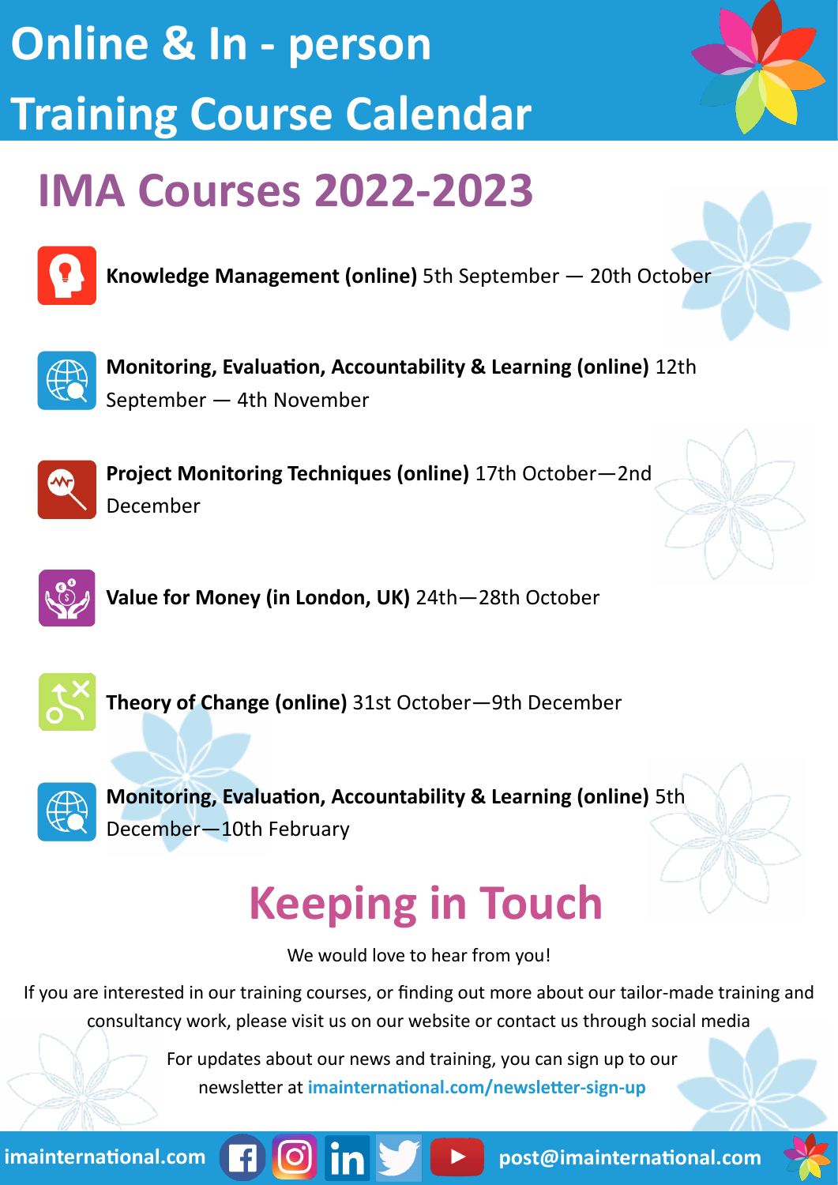# Online & In - person Training Course Calendar

## IMA Courses 2022-2023

**Knowledge Management (online)** 5th September — 20th October

**Monitoring, Evaluation, Accountability & Learning (online)** 12th September — 4th November

**Project Monitoring Techniques (online)** 17th October—2nd December

**Value for Money (in London, UK)** 24th—28th October

**Theory of Change (online)** 31st October—9th December

**Monitoring, Evaluation, Accountability & Learning (online)** 5th December—10th February

## Keeping in Touch

We would love to hear from you!

If you are interested in our training courses, or finding out more about our tailor-made training and consultancy work, please visit us on our website or contact us through social media

For updates about our news and training, you can sign up to our newsletter at **imainternational.com/newsletter-sign-up**

imainternational.com post@imainternational.com